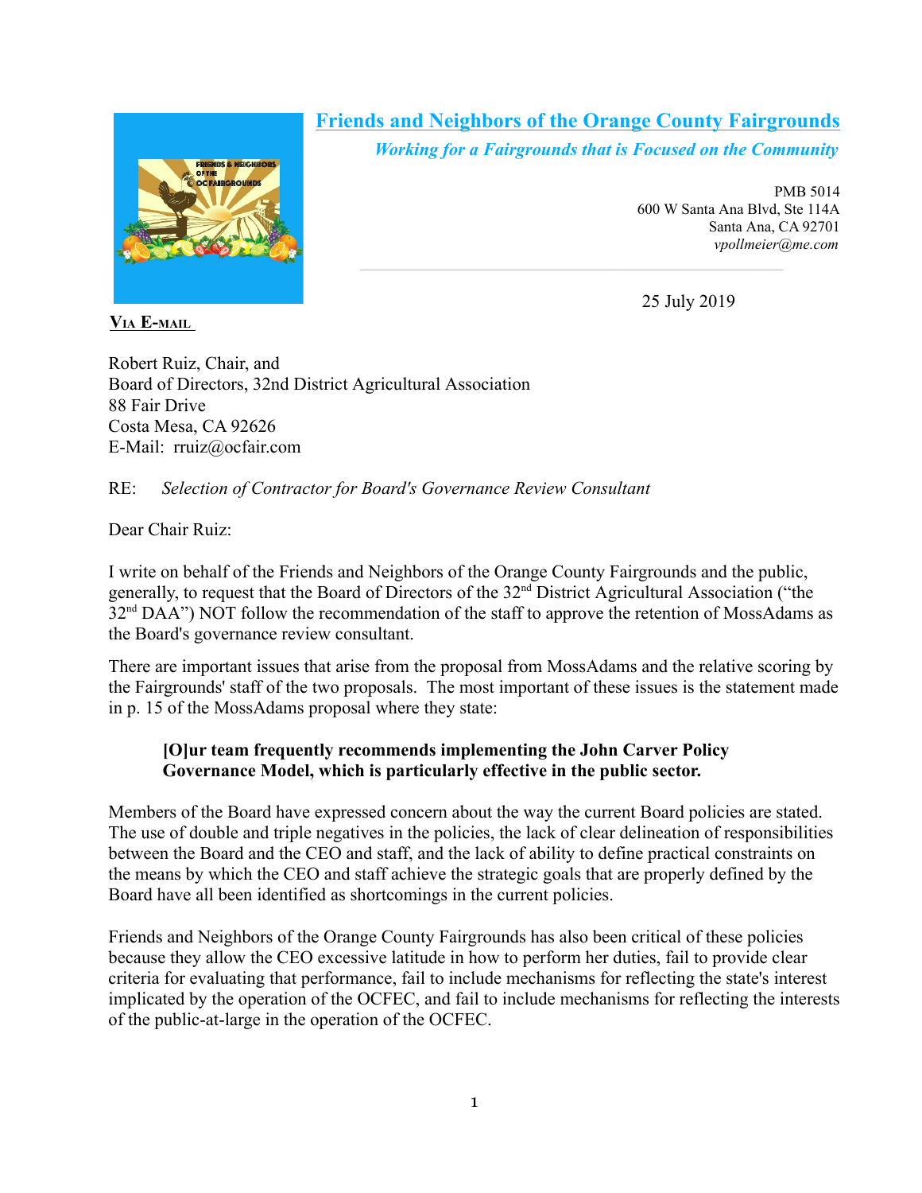## Friends and Neighbors of the Orange County Fairgrounds

*Working for a Fairgrounds that is Focused on the Community*

PMB 5014
600 W Santa Ana Blvd, Ste 114A
Santa Ana, CA 92701
*vpollmeier@me.com*

25 July 2019

**VIA E-MAIL**

Robert Ruiz, Chair, and
Board of Directors, 32nd District Agricultural Association
88 Fair Drive
Costa Mesa, CA 92626
E-Mail: rruiz@ocfair.com

RE: *Selection of Contractor for Board's Governance Review Consultant*

Dear Chair Ruiz:

I write on behalf of the Friends and Neighbors of the Orange County Fairgrounds and the public, generally, to request that the Board of Directors of the 32nd District Agricultural Association ("the 32nd DAA") NOT follow the recommendation of the staff to approve the retention of MossAdams as the Board's governance review consultant.

There are important issues that arise from the proposal from MossAdams and the relative scoring by the Fairgrounds' staff of the two proposals. The most important of these issues is the statement made in p. 15 of the MossAdams proposal where they state:

> **[O]ur team frequently recommends implementing the John Carver Policy Governance Model, which is particularly effective in the public sector.**

Members of the Board have expressed concern about the way the current Board policies are stated. The use of double and triple negatives in the policies, the lack of clear delineation of responsibilities between the Board and the CEO and staff, and the lack of ability to define practical constraints on the means by which the CEO and staff achieve the strategic goals that are properly defined by the Board have all been identified as shortcomings in the current policies.

Friends and Neighbors of the Orange County Fairgrounds has also been critical of these policies because they allow the CEO excessive latitude in how to perform her duties, fail to provide clear criteria for evaluating that performance, fail to include mechanisms for reflecting the state's interest implicated by the operation of the OCFEC, and fail to include mechanisms for reflecting the interests of the public-at-large in the operation of the OCFEC.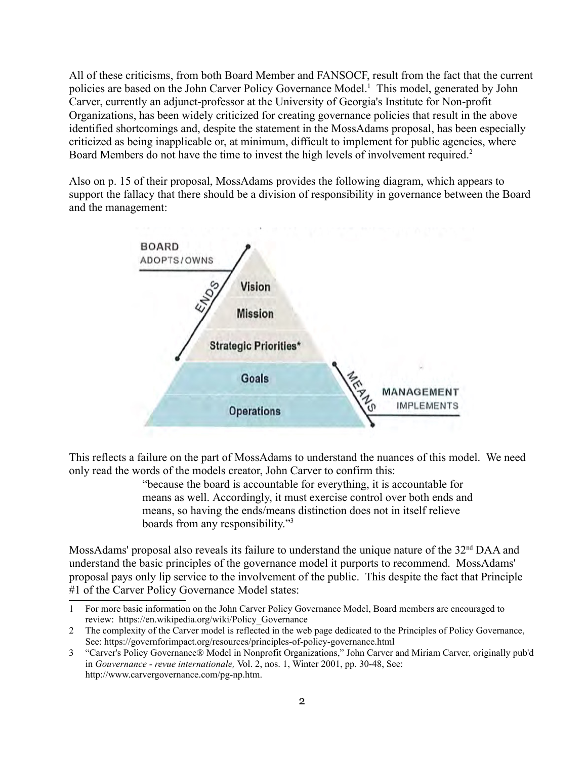All of these criticisms, from both Board Member and FANSOCF, result from the fact that the current policies are based on the John Carver Policy Governance Model.[1] This model, generated by John Carver, currently an adjunct-professor at the University of Georgia's Institute for Non-profit Organizations, has been widely criticized for creating governance policies that result in the above identified shortcomings and, despite the statement in the MossAdams proposal, has been especially criticized as being inapplicable or, at minimum, difficult to implement for public agencies, where Board Members do not have the time to invest the high levels of involvement required.[2]

Also on p. 15 of their proposal, MossAdams provides the following diagram, which appears to support the fallacy that there should be a division of responsibility in governance between the Board and the management:

BOARD
ADOPTS/OWNS

ENDS

Vision

Mission

Strategic Priorities*

Goals

Operations

MEANS

MANAGEMENT
IMPLEMENTS

This reflects a failure on the part of MossAdams to understand the nuances of this model. We need only read the words of the models creator, John Carver to confirm this:

> "because the board is accountable for everything, it is accountable for means as well. Accordingly, it must exercise control over both ends and means, so having the ends/means distinction does not in itself relieve boards from any responsibility."[3]

MossAdams' proposal also reveals its failure to understand the unique nature of the 32nd DAA and understand the basic principles of the governance model it purports to recommend. MossAdams' proposal pays only lip service to the involvement of the public. This despite the fact that Principle #1 of the Carver Policy Governance Model states:

---

1 For more basic information on the John Carver Policy Governance Model, Board members are encouraged to review: https://en.wikipedia.org/wiki/Policy_Governance

2 The complexity of the Carver model is reflected in the web page dedicated to the Principles of Policy Governance, See: https://governforimpact.org/resources/principles-of-policy-governance.html

3 "Carver's Policy Governance® Model in Nonprofit Organizations," John Carver and Miriam Carver, originally pub'd in *Gouvernance - revue internationale,* Vol. 2, nos. 1, Winter 2001, pp. 30-48, See: http://www.carvergovernance.com/pg-np.htm.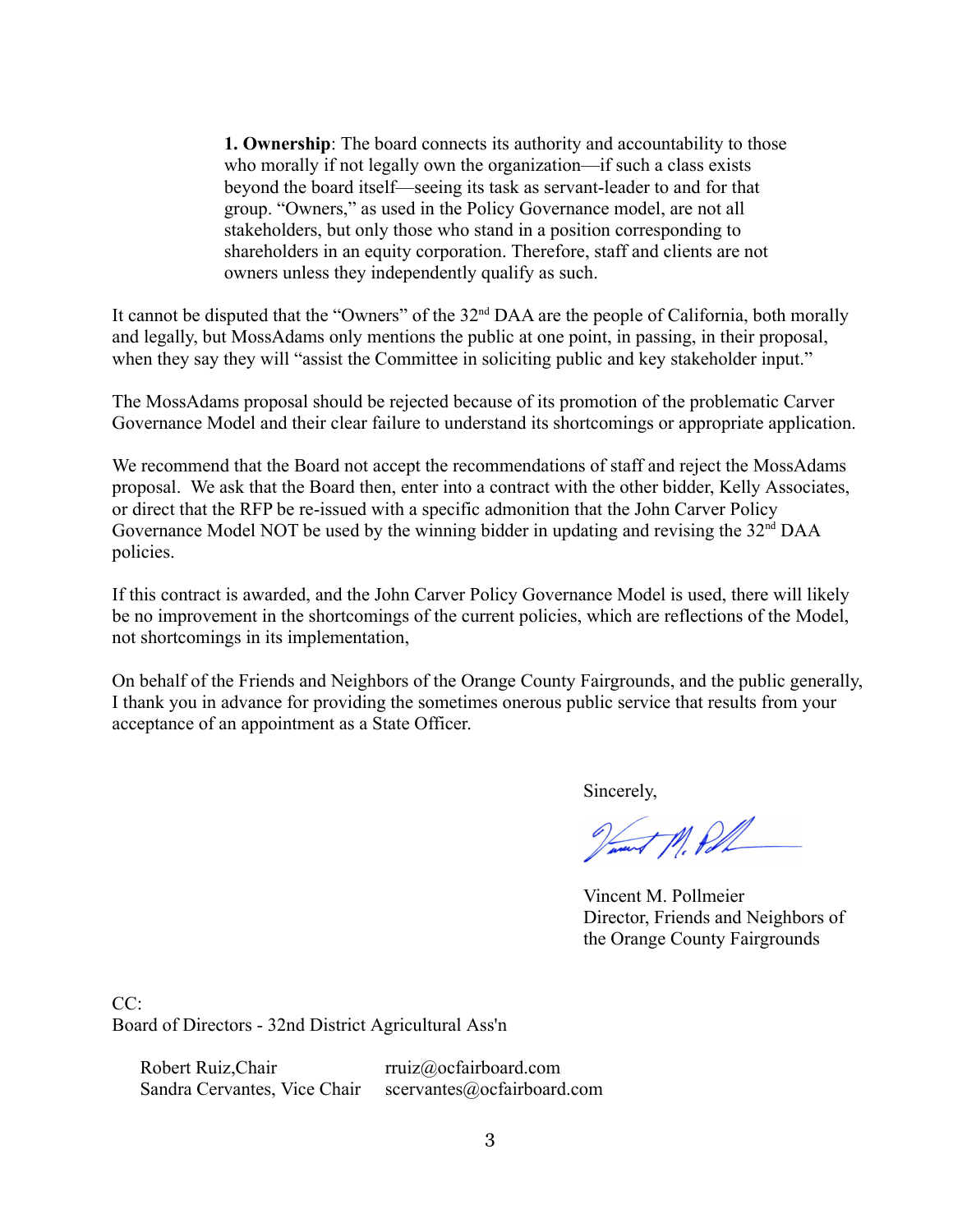> **1. Ownership**: The board connects its authority and accountability to those who morally if not legally own the organization—if such a class exists beyond the board itself—seeing its task as servant-leader to and for that group. "Owners," as used in the Policy Governance model, are not all stakeholders, but only those who stand in a position corresponding to shareholders in an equity corporation. Therefore, staff and clients are not owners unless they independently qualify as such.

It cannot be disputed that the "Owners" of the 32nd DAA are the people of California, both morally and legally, but MossAdams only mentions the public at one point, in passing, in their proposal, when they say they will "assist the Committee in soliciting public and key stakeholder input."

The MossAdams proposal should be rejected because of its promotion of the problematic Carver Governance Model and their clear failure to understand its shortcomings or appropriate application.

We recommend that the Board not accept the recommendations of staff and reject the MossAdams proposal. We ask that the Board then, enter into a contract with the other bidder, Kelly Associates, or direct that the RFP be re-issued with a specific admonition that the John Carver Policy Governance Model NOT be used by the winning bidder in updating and revising the 32nd DAA policies.

If this contract is awarded, and the John Carver Policy Governance Model is used, there will likely be no improvement in the shortcomings of the current policies, which are reflections of the Model, not shortcomings in its implementation,

On behalf of the Friends and Neighbors of the Orange County Fairgrounds, and the public generally, I thank you in advance for providing the sometimes onerous public service that results from your acceptance of an appointment as a State Officer.

Sincerely,

Vincent M. Pollmeier
Director, Friends and Neighbors of the Orange County Fairgrounds

CC:
Board of Directors - 32nd District Agricultural Ass'n

| | |
|---|---|
| Robert Ruiz,Chair | rruiz@ocfairboard.com |
| Sandra Cervantes, Vice Chair | scervantes@ocfairboard.com |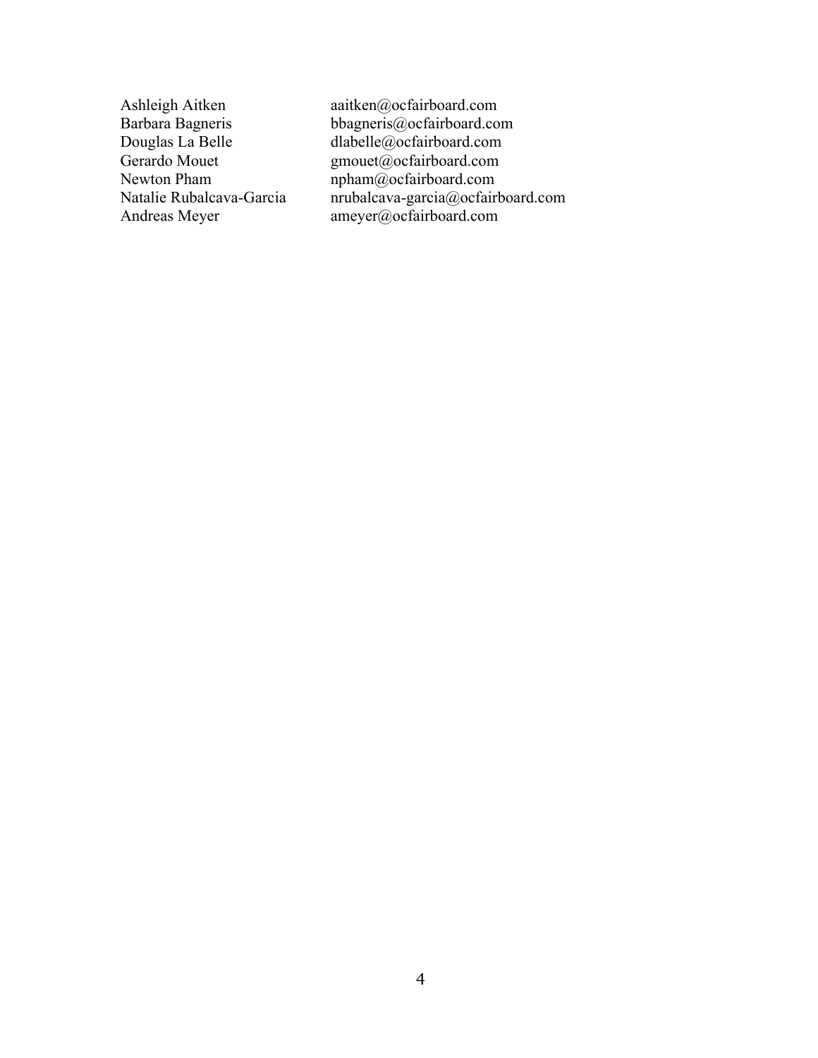| | |
|---|---|
| Ashleigh Aitken | aaitken@ocfairboard.com |
| Barbara Bagneris | bbagneris@ocfairboard.com |
| Douglas La Belle | dlabelle@ocfairboard.com |
| Gerardo Mouet | gmouet@ocfairboard.com |
| Newton Pham | npham@ocfairboard.com |
| Natalie Rubalcava-Garcia | nrubalcava-garcia@ocfairboard.com |
| Andreas Meyer | ameyer@ocfairboard.com |